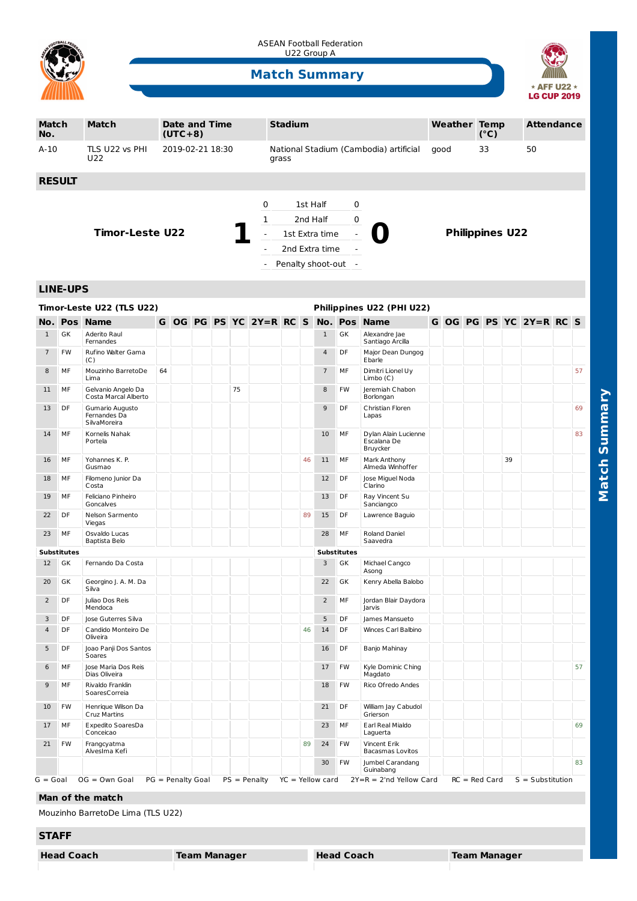ASEAN Football Federation
U22 Group A

# Match Summary

AFF U22 LG CUP 2019

| Match No. | Match | Date and Time (UTC+8) | Stadium | Weather | Temp (°C) | Attendance |
|---|---|---|---|---|---|---|
| A-10 | TLS U22 vs PHI U22 | 2019-02-21 18:30 | National Stadium (Cambodia) artificial grass | good | 33 | 50 |

## RESULT

**Timor-Leste U22** **1** – **0** **Philippines U22**

| | | |
|---|---|---|
| 0 | 1st Half | 0 |
| 1 | 2nd Half | 0 |
| - | 1st Extra time | - |
| - | 2nd Extra time | - |
| - | Penalty shoot-out | - |

## LINE-UPS

### Timor-Leste U22 (TLS U22)

| No. | Pos | Name | G | OG | PG | PS | YC | 2Y=R | RC | S |
|---|---|---|---|---|---|---|---|---|---|---|
| 1 | GK | Aderito Raul Fernandes | | | | | | | | |
| 7 | FW | Rufino Walter Gama (C) | | | | | | | | |
| 8 | MF | Mouzinho BarretoDe Lima | 64 | | | | | | | |
| 11 | MF | Gelvanio Angelo Da Costa Marcal Alberto | | | | | 75 | | | |
| 13 | DF | Gumario Augusto Fernandes Da SilvaMoreira | | | | | | | | |
| 14 | MF | Kornelis Nahak Portela | | | | | | | | |
| 16 | MF | Yohannes K. P. Gusmao | | | | | | | | 46 |
| 18 | MF | Filomeno Junior Da Costa | | | | | | | | |
| 19 | MF | Feliciano Pinheiro Goncalves | | | | | | | | |
| 22 | DF | Nelson Sarmento Viegas | | | | | | | | 89 |
| 23 | MF | Osvaldo Lucas Baptista Belo | | | | | | | | |
| **Substitutes** | | | | | | | | | | |
| 12 | GK | Fernando Da Costa | | | | | | | | |
| 20 | GK | Georgino J. A. M. Da Silva | | | | | | | | |
| 2 | DF | Juliao Dos Reis Mendoca | | | | | | | | |
| 3 | DF | Jose Guterres Silva | | | | | | | | |
| 4 | DF | Candido Monteiro De Oliveira | | | | | | | | 46 |
| 5 | DF | Joao Panji Dos Santos Soares | | | | | | | | |
| 6 | MF | Jose Maria Dos Reis Dias Oliveira | | | | | | | | |
| 9 | MF | Rivaldo Franklin SoaresCorreia | | | | | | | | |
| 10 | FW | Henrique Wilson Da Cruz Martins | | | | | | | | |
| 17 | MF | Expedito SoaresDa Conceicao | | | | | | | | |
| 21 | FW | Frangcyatma AlvesIma Kefi | | | | | | | | 89 |

### Philippines U22 (PHI U22)

| No. | Pos | Name | G | OG | PG | PS | YC | 2Y=R | RC | S |
|---|---|---|---|---|---|---|---|---|---|---|
| 1 | GK | Alexandre Jae Santiago Arcilla | | | | | | | | |
| 4 | DF | Major Dean Dungog Ebarle | | | | | | | | |
| 7 | MF | Dimitri Lionel Uy Limbo (C) | | | | | | | | 57 |
| 8 | FW | Jeremiah Chabon Borlongan | | | | | | | | |
| 9 | DF | Christian Floren Lapas | | | | | | | | 69 |
| 10 | MF | Dylan Alain Lucienne Escalana De Bruycker | | | | | | | | 83 |
| 11 | MF | Mark Anthony Almeda Winhoffer | | | | | 39 | | | |
| 12 | DF | Jose Miguel Noda Clarino | | | | | | | | |
| 13 | DF | Ray Vincent Su Sanciangco | | | | | | | | |
| 15 | DF | Lawrence Baguio | | | | | | | | |
| 28 | MF | Roland Daniel Saavedra | | | | | | | | |
| **Substitutes** | | | | | | | | | | |
| 3 | GK | Michael Cangco Asong | | | | | | | | |
| 22 | GK | Kenry Abella Balobo | | | | | | | | |
| 2 | MF | Jordan Blair Daydora Jarvis | | | | | | | | |
| 5 | DF | James Mansueto | | | | | | | | |
| 14 | DF | Winces Carl Balbino | | | | | | | | |
| 16 | DF | Banjo Mahinay | | | | | | | | |
| 17 | FW | Kyle Dominic Ching Magdato | | | | | | | | 57 |
| 18 | FW | Rico Ofredo Andes | | | | | | | | |
| 21 | DF | William Jay Cabudol Grierson | | | | | | | | |
| 23 | MF | Earl Real Mialdo Laguerta | | | | | | | | 69 |
| 24 | FW | Vincent Erik Bacasmas Lovitos | | | | | | | | |
| 30 | FW | Jumbel Carandang Guinabang | | | | | | | | 83 |

G = Goal   OG = Own Goal   PG = Penalty Goal   PS = Penalty   YC = Yellow card   2Y=R = 2'nd Yellow Card   RC = Red Card   S = Substitution

## Man of the match

Mouzinho BarretoDe Lima (TLS U22)

## STAFF

| Head Coach | Team Manager | Head Coach | Team Manager |
|---|---|---|---|
| | | | |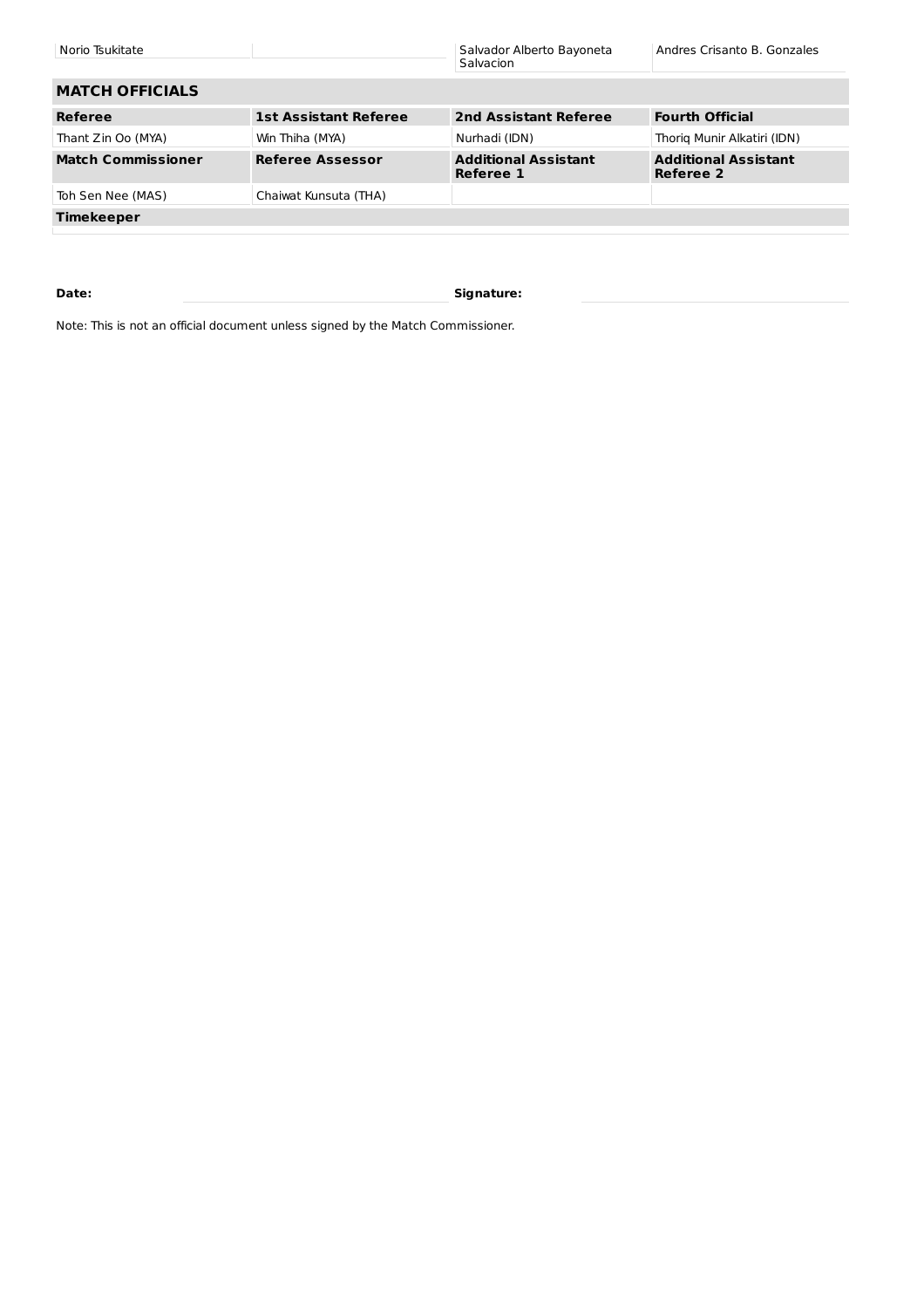| | | | |
|---|---|---|---|
| Norio Tsukitate | | Salvador Alberto Bayoneta Salvacion | Andres Crisanto B. Gonzales |

## MATCH OFFICIALS

| Referee | 1st Assistant Referee | 2nd Assistant Referee | Fourth Official |
|---|---|---|---|
| Thant Zin Oo (MYA) | Win Thiha (MYA) | Nurhadi (IDN) | Thoriq Munir Alkatiri (IDN) |
| **Match Commissioner** | **Referee Assessor** | **Additional Assistant Referee 1** | **Additional Assistant Referee 2** |
| Toh Sen Nee (MAS) | Chaiwat Kunsuta (THA) | | |
| **Timekeeper** | | | |
| | | | |

**Date:** **Signature:**

Note: This is not an official document unless signed by the Match Commissioner.